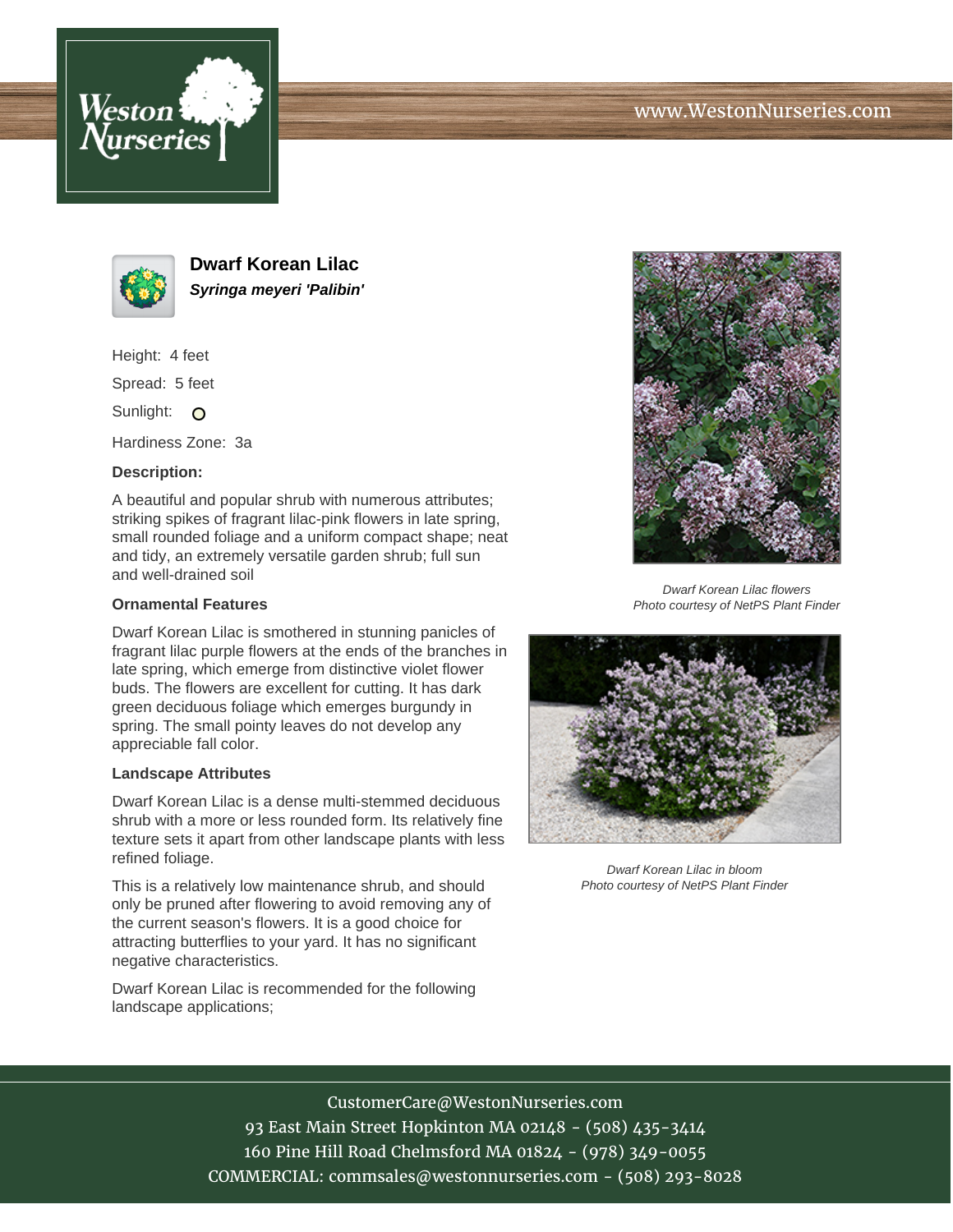www.WestonNurseries.com

# Dwarf Korean Lilac

***Syringa meyeri 'Palibin'***

Height: 4 feet

Spread: 5 feet

Sunlight:

Hardiness Zone: 3a

**Description:**

A beautiful and popular shrub with numerous attributes; striking spikes of fragrant lilac-pink flowers in late spring, small rounded foliage and a uniform compact shape; neat and tidy, an extremely versatile garden shrub; full sun and well-drained soil

**Ornamental Features**

Dwarf Korean Lilac is smothered in stunning panicles of fragrant lilac purple flowers at the ends of the branches in late spring, which emerge from distinctive violet flower buds. The flowers are excellent for cutting. It has dark green deciduous foliage which emerges burgundy in spring. The small pointy leaves do not develop any appreciable fall color.

**Landscape Attributes**

Dwarf Korean Lilac is a dense multi-stemmed deciduous shrub with a more or less rounded form. Its relatively fine texture sets it apart from other landscape plants with less refined foliage.

This is a relatively low maintenance shrub, and should only be pruned after flowering to avoid removing any of the current season's flowers. It is a good choice for attracting butterflies to your yard. It has no significant negative characteristics.

Dwarf Korean Lilac is recommended for the following landscape applications;

*Dwarf Korean Lilac flowers*
*Photo courtesy of NetPS Plant Finder*

*Dwarf Korean Lilac in bloom*
*Photo courtesy of NetPS Plant Finder*

CustomerCare@WestonNurseries.com
93 East Main Street Hopkinton MA 02148 - (508) 435-3414
160 Pine Hill Road Chelmsford MA 01824 - (978) 349-0055
COMMERCIAL: commsales@westonnurseries.com - (508) 293-8028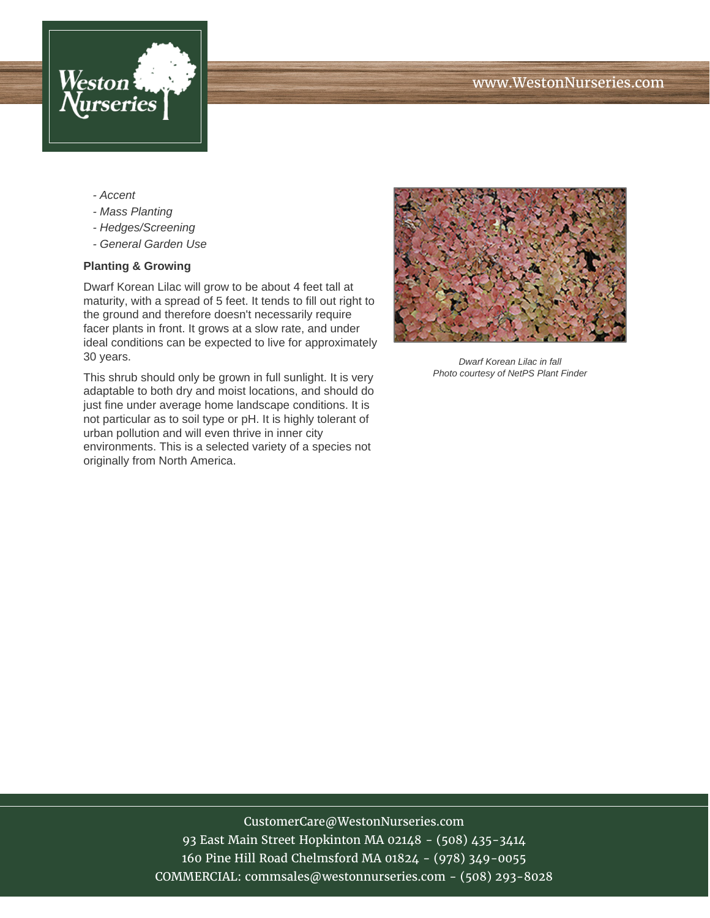- *Accent*
- *Mass Planting*
- *Hedges/Screening*
- *General Garden Use*

**Planting & Growing**

Dwarf Korean Lilac will grow to be about 4 feet tall at maturity, with a spread of 5 feet. It tends to fill out right to the ground and therefore doesn't necessarily require facer plants in front. It grows at a slow rate, and under ideal conditions can be expected to live for approximately 30 years.

This shrub should only be grown in full sunlight. It is very adaptable to both dry and moist locations, and should do just fine under average home landscape conditions. It is not particular as to soil type or pH. It is highly tolerant of urban pollution and will even thrive in inner city environments. This is a selected variety of a species not originally from North America.

*Dwarf Korean Lilac in fall*
*Photo courtesy of NetPS Plant Finder*

CustomerCare@WestonNurseries.com
93 East Main Street Hopkinton MA 02148 - (508) 435-3414
160 Pine Hill Road Chelmsford MA 01824 - (978) 349-0055
COMMERCIAL: commsales@westonnurseries.com - (508) 293-8028